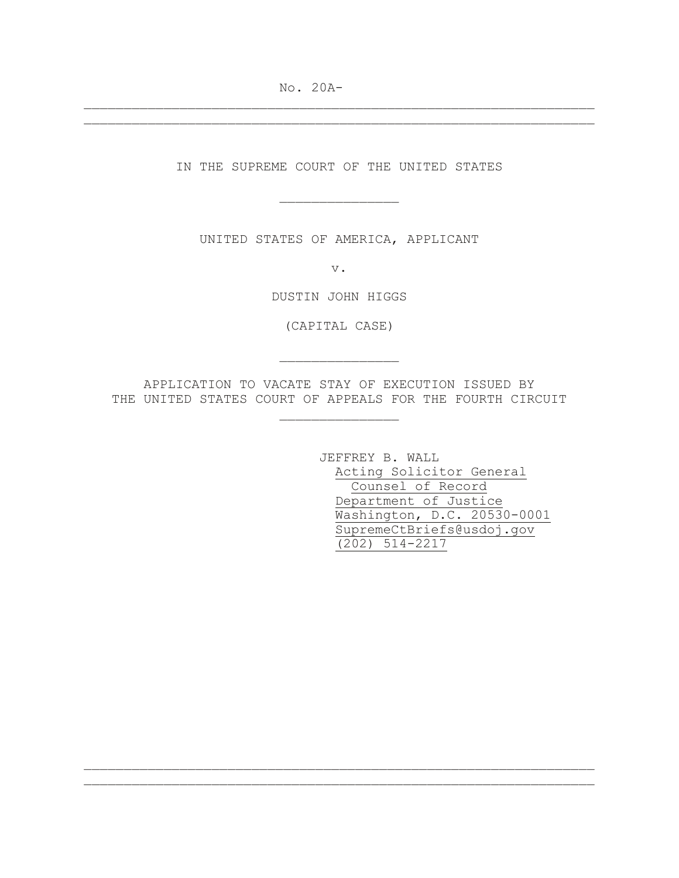No. 20A-

---

IN THE SUPREME COURT OF THE UNITED STATES

---

UNITED STATES OF AMERICA, APPLICANT

v.

DUSTIN JOHN HIGGS

(CAPITAL CASE)

---

APPLICATION TO VACATE STAY OF EXECUTION ISSUED BY THE UNITED STATES COURT OF APPEALS FOR THE FOURTH CIRCUIT

---

JEFFREY B. WALL
Acting Solicitor General
Counsel of Record
Department of Justice
Washington, D.C. 20530-0001
SupremeCtBriefs@usdoj.gov
(202) 514-2217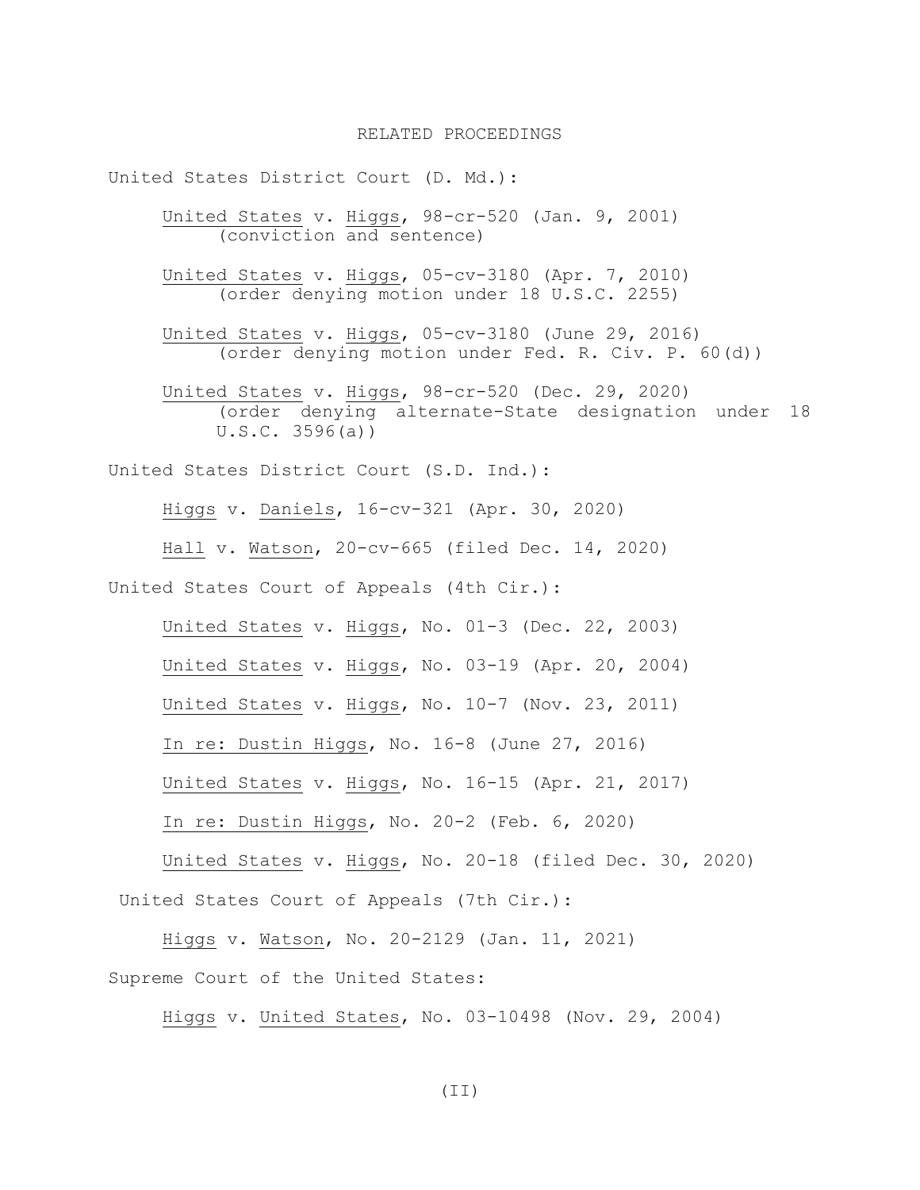# RELATED PROCEEDINGS

United States District Court (D. Md.):

United States v. Higgs, 98-cr-520 (Jan. 9, 2001) (conviction and sentence)

United States v. Higgs, 05-cv-3180 (Apr. 7, 2010) (order denying motion under 18 U.S.C. 2255)

United States v. Higgs, 05-cv-3180 (June 29, 2016) (order denying motion under Fed. R. Civ. P. 60(d))

United States v. Higgs, 98-cr-520 (Dec. 29, 2020) (order denying alternate-State designation under 18 U.S.C. 3596(a))

United States District Court (S.D. Ind.):

Higgs v. Daniels, 16-cv-321 (Apr. 30, 2020)

Hall v. Watson, 20-cv-665 (filed Dec. 14, 2020)

United States Court of Appeals (4th Cir.):

United States v. Higgs, No. 01-3 (Dec. 22, 2003)

United States v. Higgs, No. 03-19 (Apr. 20, 2004)

United States v. Higgs, No. 10-7 (Nov. 23, 2011)

In re: Dustin Higgs, No. 16-8 (June 27, 2016)

United States v. Higgs, No. 16-15 (Apr. 21, 2017)

In re: Dustin Higgs, No. 20-2 (Feb. 6, 2020)

United States v. Higgs, No. 20-18 (filed Dec. 30, 2020)

United States Court of Appeals (7th Cir.):

Higgs v. Watson, No. 20-2129 (Jan. 11, 2021)

Supreme Court of the United States:

Higgs v. United States, No. 03-10498 (Nov. 29, 2004)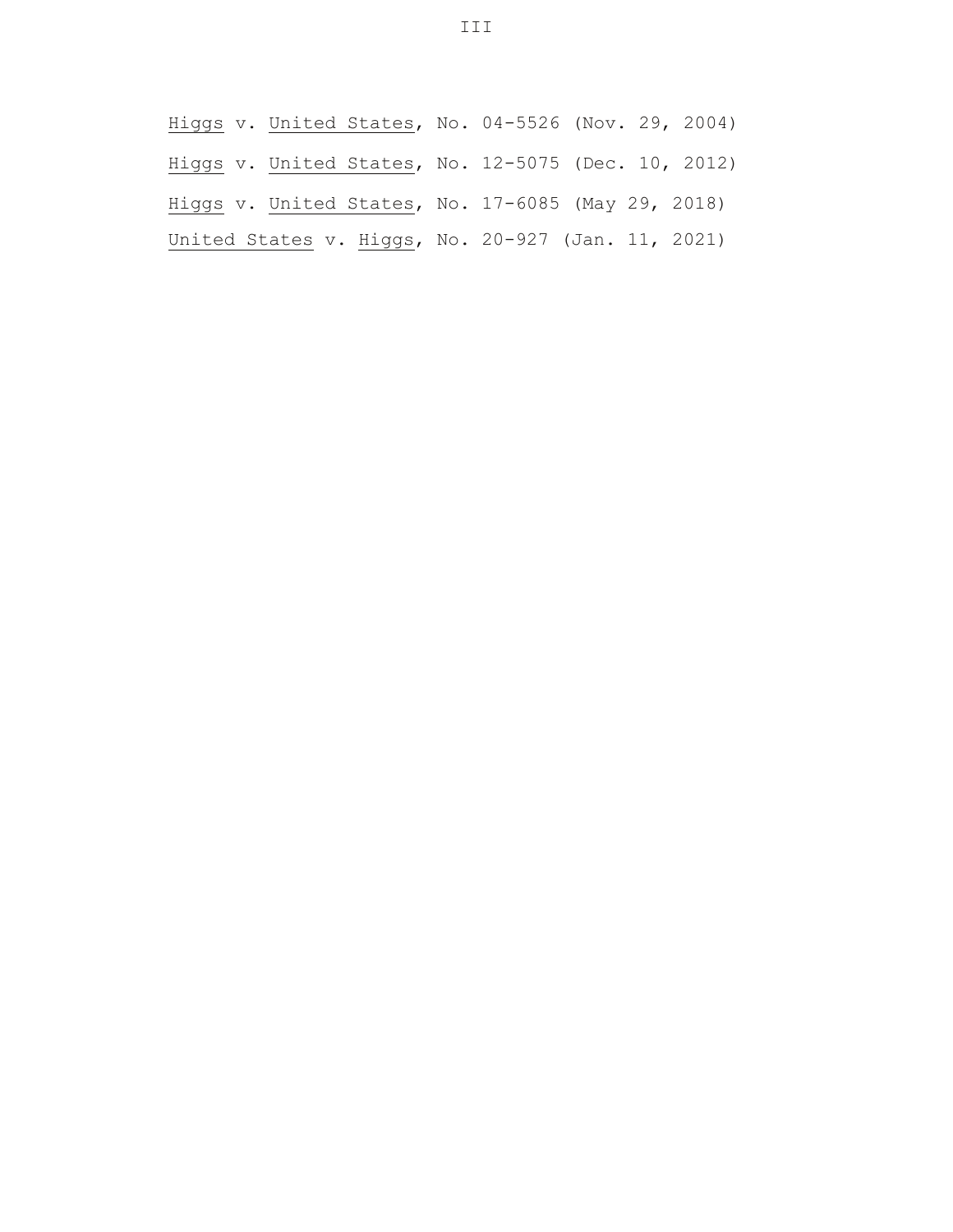Higgs v. United States, No. 04-5526 (Nov. 29, 2004)

Higgs v. United States, No. 12-5075 (Dec. 10, 2012)

Higgs v. United States, No. 17-6085 (May 29, 2018)

United States v. Higgs, No. 20-927 (Jan. 11, 2021)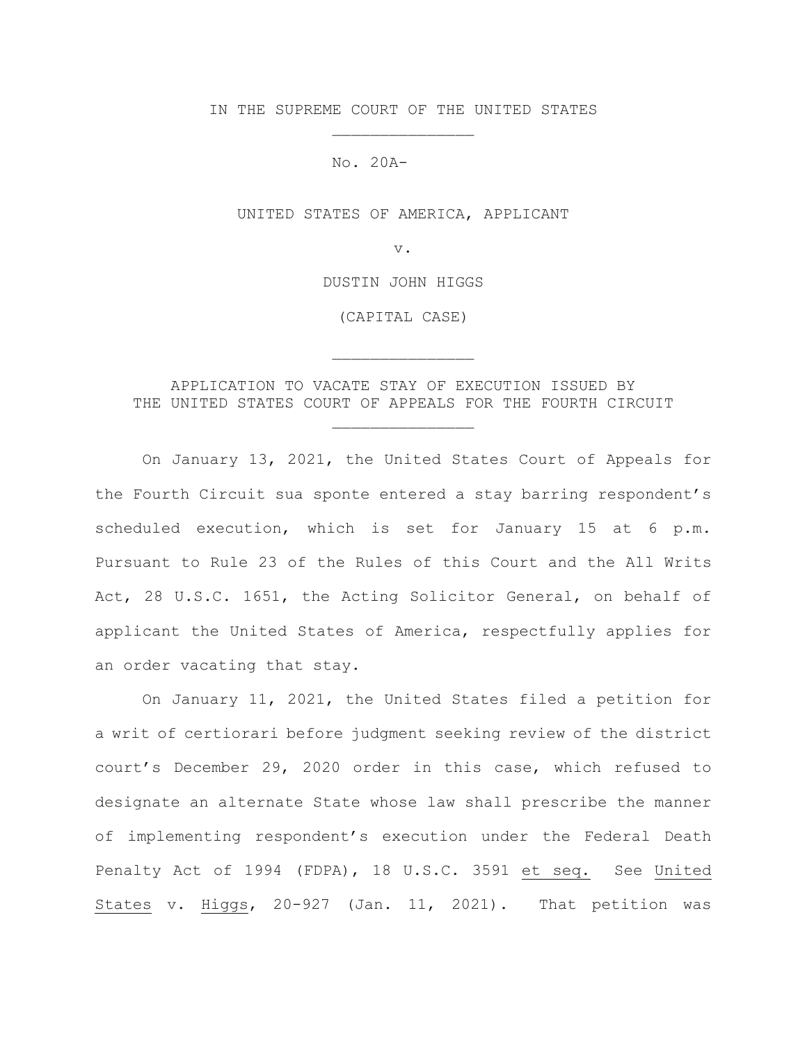IN THE SUPREME COURT OF THE UNITED STATES

_______________

No. 20A-

UNITED STATES OF AMERICA, APPLICANT

v.

DUSTIN JOHN HIGGS

(CAPITAL CASE)

_______________

APPLICATION TO VACATE STAY OF EXECUTION ISSUED BY
THE UNITED STATES COURT OF APPEALS FOR THE FOURTH CIRCUIT

_______________

On January 13, 2021, the United States Court of Appeals for the Fourth Circuit sua sponte entered a stay barring respondent's scheduled execution, which is set for January 15 at 6 p.m. Pursuant to Rule 23 of the Rules of this Court and the All Writs Act, 28 U.S.C. 1651, the Acting Solicitor General, on behalf of applicant the United States of America, respectfully applies for an order vacating that stay.

On January 11, 2021, the United States filed a petition for a writ of certiorari before judgment seeking review of the district court's December 29, 2020 order in this case, which refused to designate an alternate State whose law shall prescribe the manner of implementing respondent's execution under the Federal Death Penalty Act of 1994 (FDPA), 18 U.S.C. 3591 et seq. See United States v. Higgs, 20-927 (Jan. 11, 2021). That petition was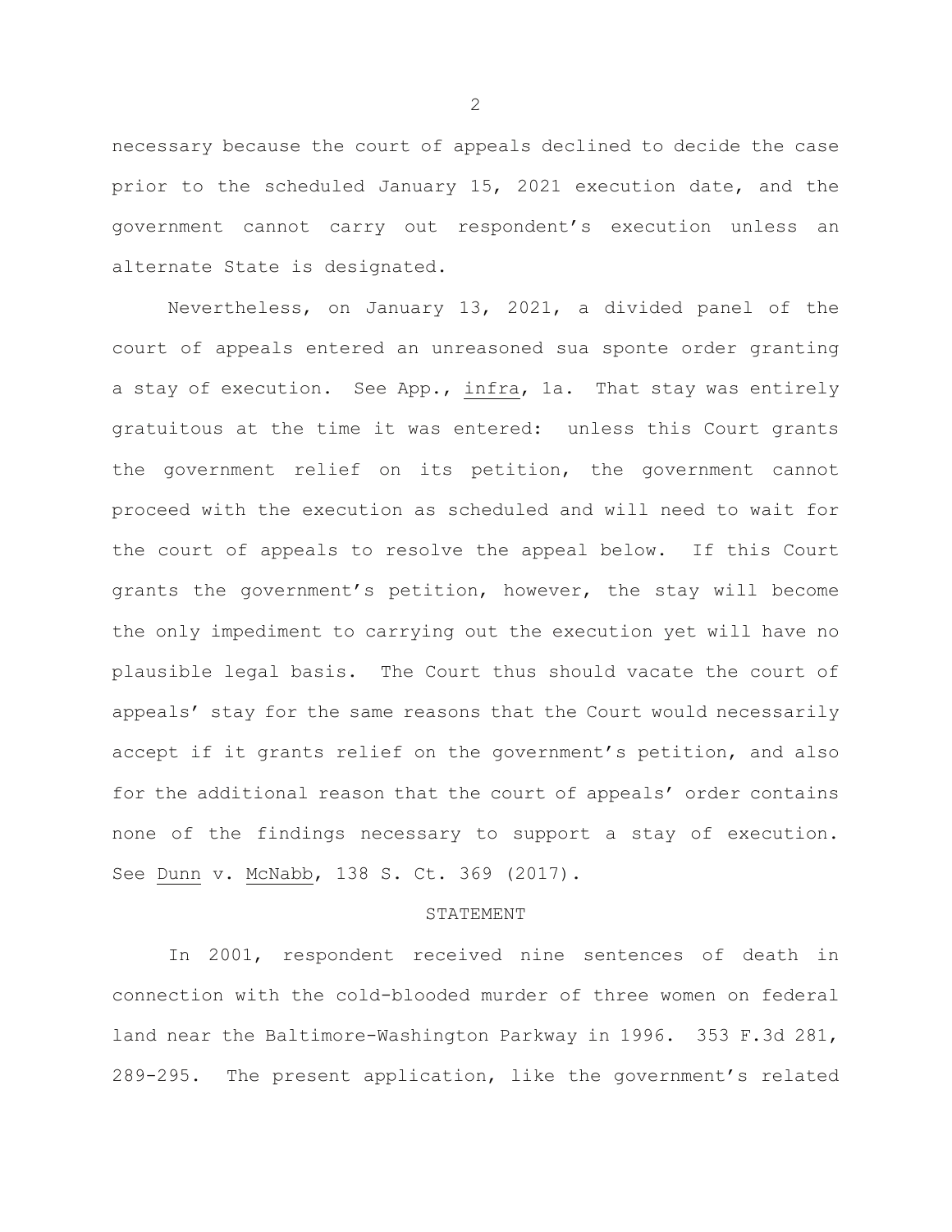necessary because the court of appeals declined to decide the case prior to the scheduled January 15, 2021 execution date, and the government cannot carry out respondent's execution unless an alternate State is designated.

Nevertheless, on January 13, 2021, a divided panel of the court of appeals entered an unreasoned sua sponte order granting a stay of execution. See App., infra, 1a. That stay was entirely gratuitous at the time it was entered: unless this Court grants the government relief on its petition, the government cannot proceed with the execution as scheduled and will need to wait for the court of appeals to resolve the appeal below. If this Court grants the government's petition, however, the stay will become the only impediment to carrying out the execution yet will have no plausible legal basis. The Court thus should vacate the court of appeals' stay for the same reasons that the Court would necessarily accept if it grants relief on the government's petition, and also for the additional reason that the court of appeals' order contains none of the findings necessary to support a stay of execution. See Dunn v. McNabb, 138 S. Ct. 369 (2017).

## STATEMENT

In 2001, respondent received nine sentences of death in connection with the cold-blooded murder of three women on federal land near the Baltimore-Washington Parkway in 1996. 353 F.3d 281, 289-295. The present application, like the government's related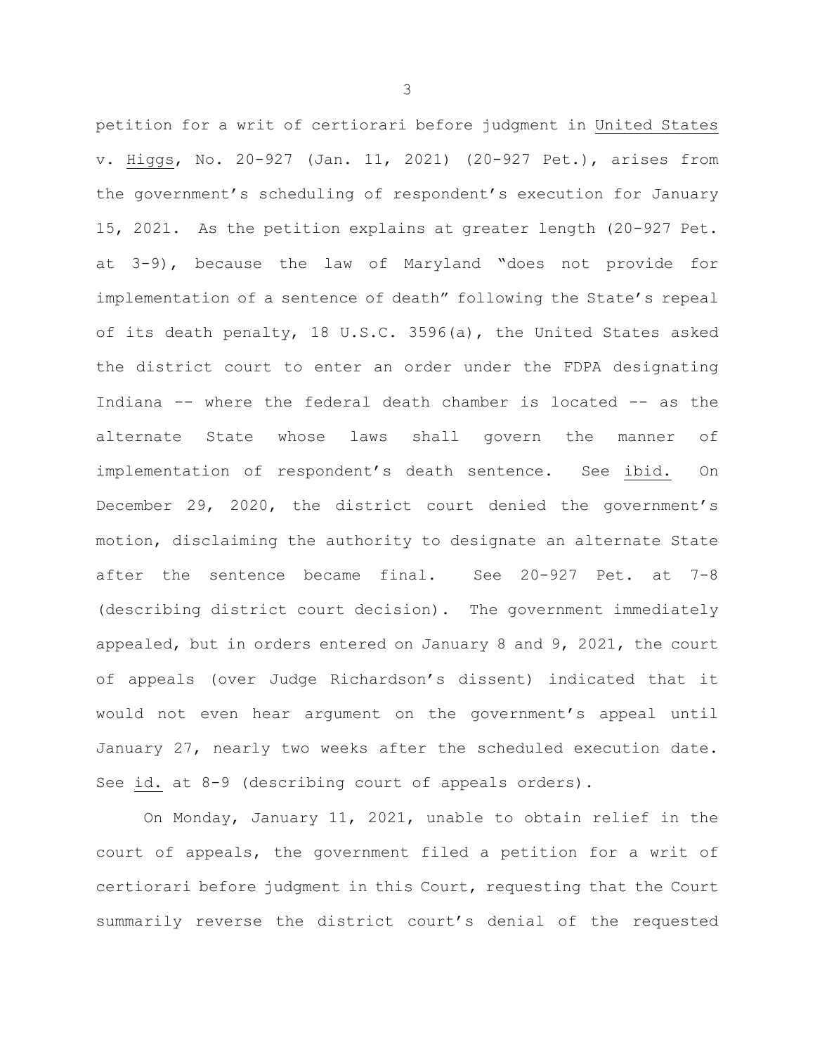petition for a writ of certiorari before judgment in United States v. Higgs, No. 20-927 (Jan. 11, 2021) (20-927 Pet.), arises from the government's scheduling of respondent's execution for January 15, 2021. As the petition explains at greater length (20-927 Pet. at 3-9), because the law of Maryland "does not provide for implementation of a sentence of death" following the State's repeal of its death penalty, 18 U.S.C. 3596(a), the United States asked the district court to enter an order under the FDPA designating Indiana -- where the federal death chamber is located -- as the alternate State whose laws shall govern the manner of implementation of respondent's death sentence. See ibid. On December 29, 2020, the district court denied the government's motion, disclaiming the authority to designate an alternate State after the sentence became final. See 20-927 Pet. at 7-8 (describing district court decision). The government immediately appealed, but in orders entered on January 8 and 9, 2021, the court of appeals (over Judge Richardson's dissent) indicated that it would not even hear argument on the government's appeal until January 27, nearly two weeks after the scheduled execution date. See id. at 8-9 (describing court of appeals orders).

On Monday, January 11, 2021, unable to obtain relief in the court of appeals, the government filed a petition for a writ of certiorari before judgment in this Court, requesting that the Court summarily reverse the district court's denial of the requested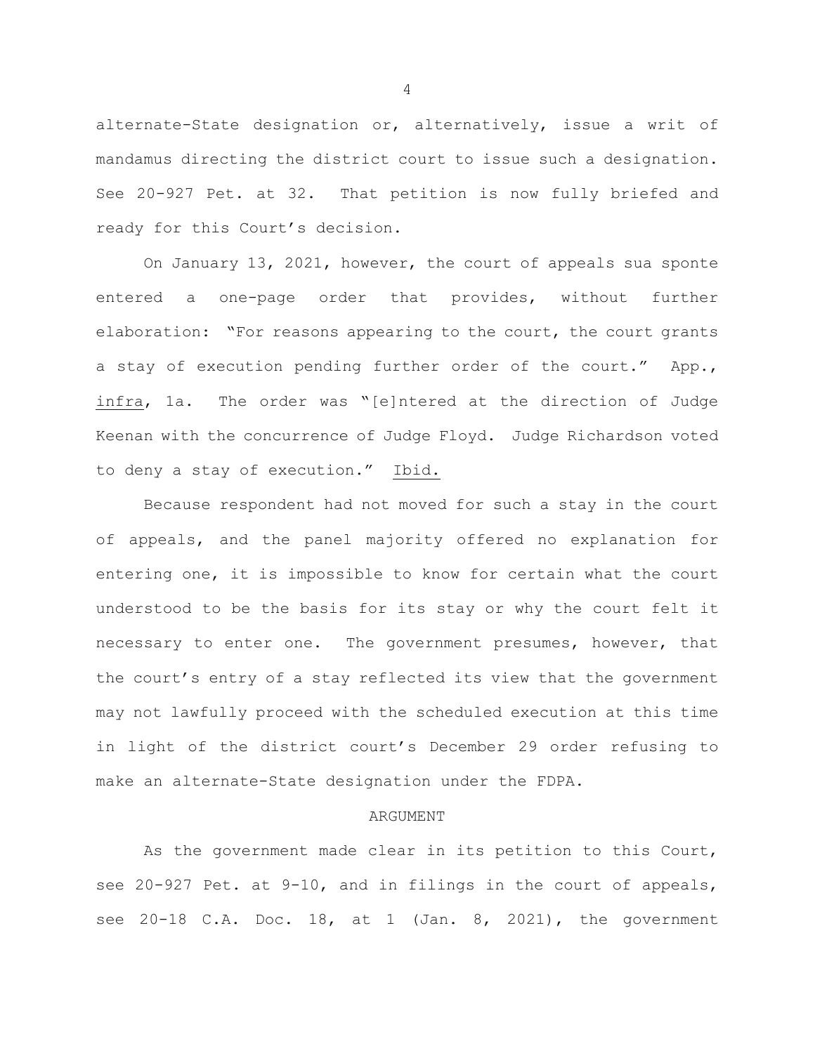alternate-State designation or, alternatively, issue a writ of mandamus directing the district court to issue such a designation. See 20-927 Pet. at 32. That petition is now fully briefed and ready for this Court's decision.

On January 13, 2021, however, the court of appeals sua sponte entered a one-page order that provides, without further elaboration: "For reasons appearing to the court, the court grants a stay of execution pending further order of the court." App., infra, 1a. The order was "[e]ntered at the direction of Judge Keenan with the concurrence of Judge Floyd. Judge Richardson voted to deny a stay of execution." Ibid.

Because respondent had not moved for such a stay in the court of appeals, and the panel majority offered no explanation for entering one, it is impossible to know for certain what the court understood to be the basis for its stay or why the court felt it necessary to enter one. The government presumes, however, that the court's entry of a stay reflected its view that the government may not lawfully proceed with the scheduled execution at this time in light of the district court's December 29 order refusing to make an alternate-State designation under the FDPA.

## ARGUMENT

As the government made clear in its petition to this Court, see 20-927 Pet. at 9-10, and in filings in the court of appeals, see 20-18 C.A. Doc. 18, at 1 (Jan. 8, 2021), the government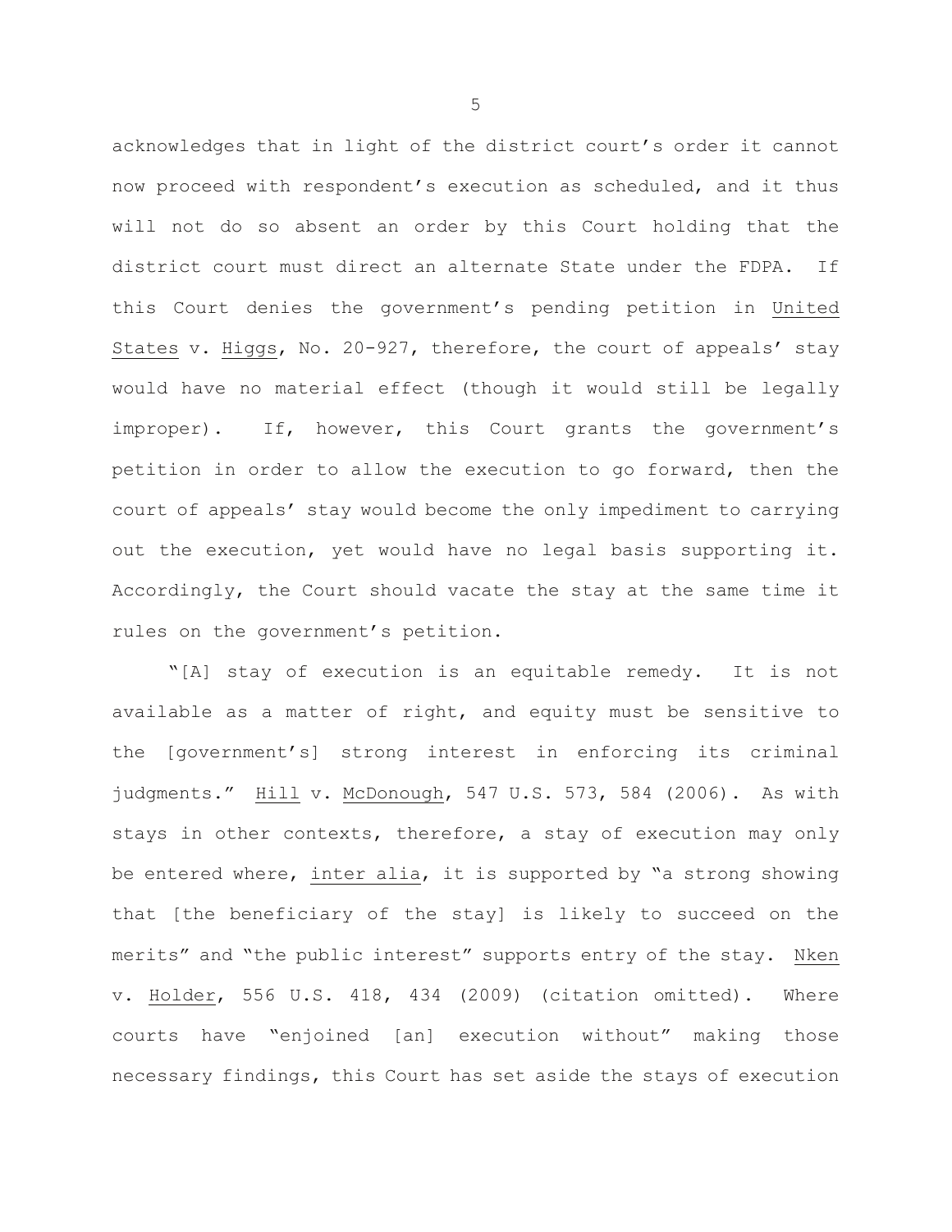acknowledges that in light of the district court's order it cannot now proceed with respondent's execution as scheduled, and it thus will not do so absent an order by this Court holding that the district court must direct an alternate State under the FDPA. If this Court denies the government's pending petition in United States v. Higgs, No. 20-927, therefore, the court of appeals' stay would have no material effect (though it would still be legally improper). If, however, this Court grants the government's petition in order to allow the execution to go forward, then the court of appeals' stay would become the only impediment to carrying out the execution, yet would have no legal basis supporting it. Accordingly, the Court should vacate the stay at the same time it rules on the government's petition.

"[A] stay of execution is an equitable remedy. It is not available as a matter of right, and equity must be sensitive to the [government's] strong interest in enforcing its criminal judgments." Hill v. McDonough, 547 U.S. 573, 584 (2006). As with stays in other contexts, therefore, a stay of execution may only be entered where, inter alia, it is supported by "a strong showing that [the beneficiary of the stay] is likely to succeed on the merits" and "the public interest" supports entry of the stay. Nken v. Holder, 556 U.S. 418, 434 (2009) (citation omitted). Where courts have "enjoined [an] execution without" making those necessary findings, this Court has set aside the stays of execution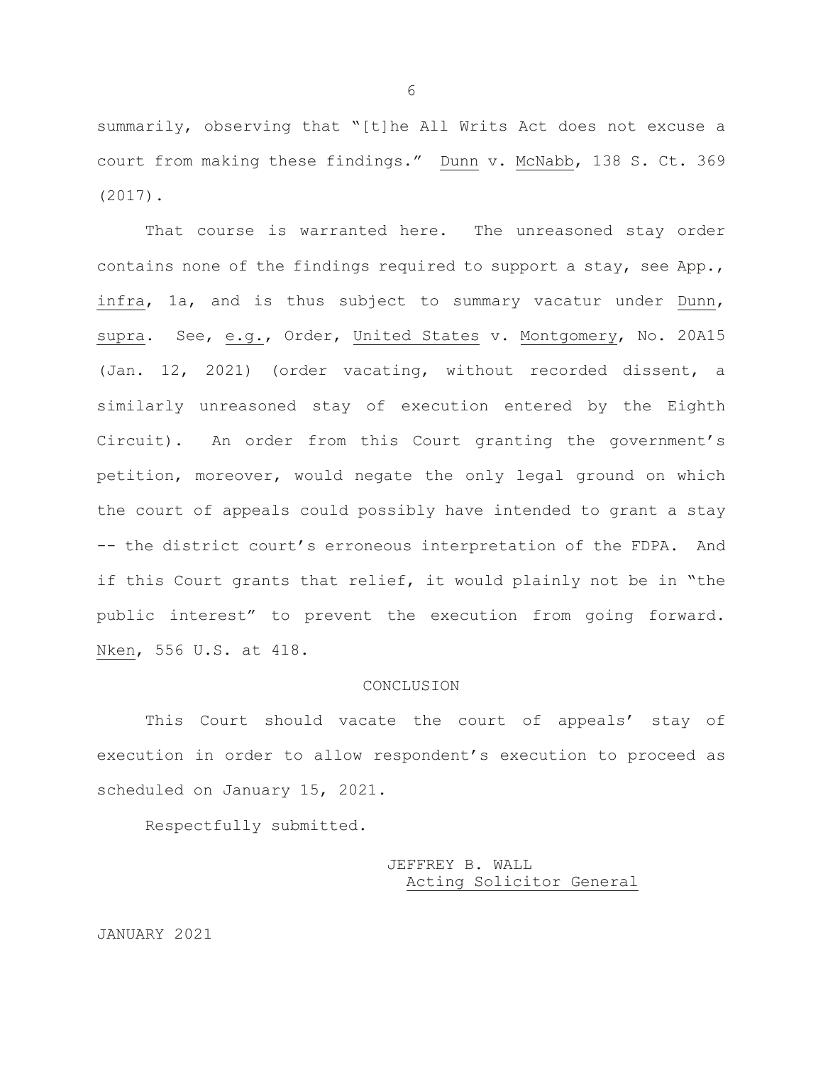summarily, observing that "[t]he All Writs Act does not excuse a court from making these findings." Dunn v. McNabb, 138 S. Ct. 369 (2017).

That course is warranted here. The unreasoned stay order contains none of the findings required to support a stay, see App., *infra*, 1a, and is thus subject to summary vacatur under *Dunn*, *supra*. See, *e.g.*, Order, *United States* v. *Montgomery*, No. 20A15 (Jan. 12, 2021) (order vacating, without recorded dissent, a similarly unreasoned stay of execution entered by the Eighth Circuit). An order from this Court granting the government's petition, moreover, would negate the only legal ground on which the court of appeals could possibly have intended to grant a stay -- the district court's erroneous interpretation of the FDPA. And if this Court grants that relief, it would plainly not be in "the public interest" to prevent the execution from going forward. *Nken*, 556 U.S. at 418.

## CONCLUSION

This Court should vacate the court of appeals' stay of execution in order to allow respondent's execution to proceed as scheduled on January 15, 2021.

Respectfully submitted.

JEFFREY B. WALL
Acting Solicitor General

JANUARY 2021